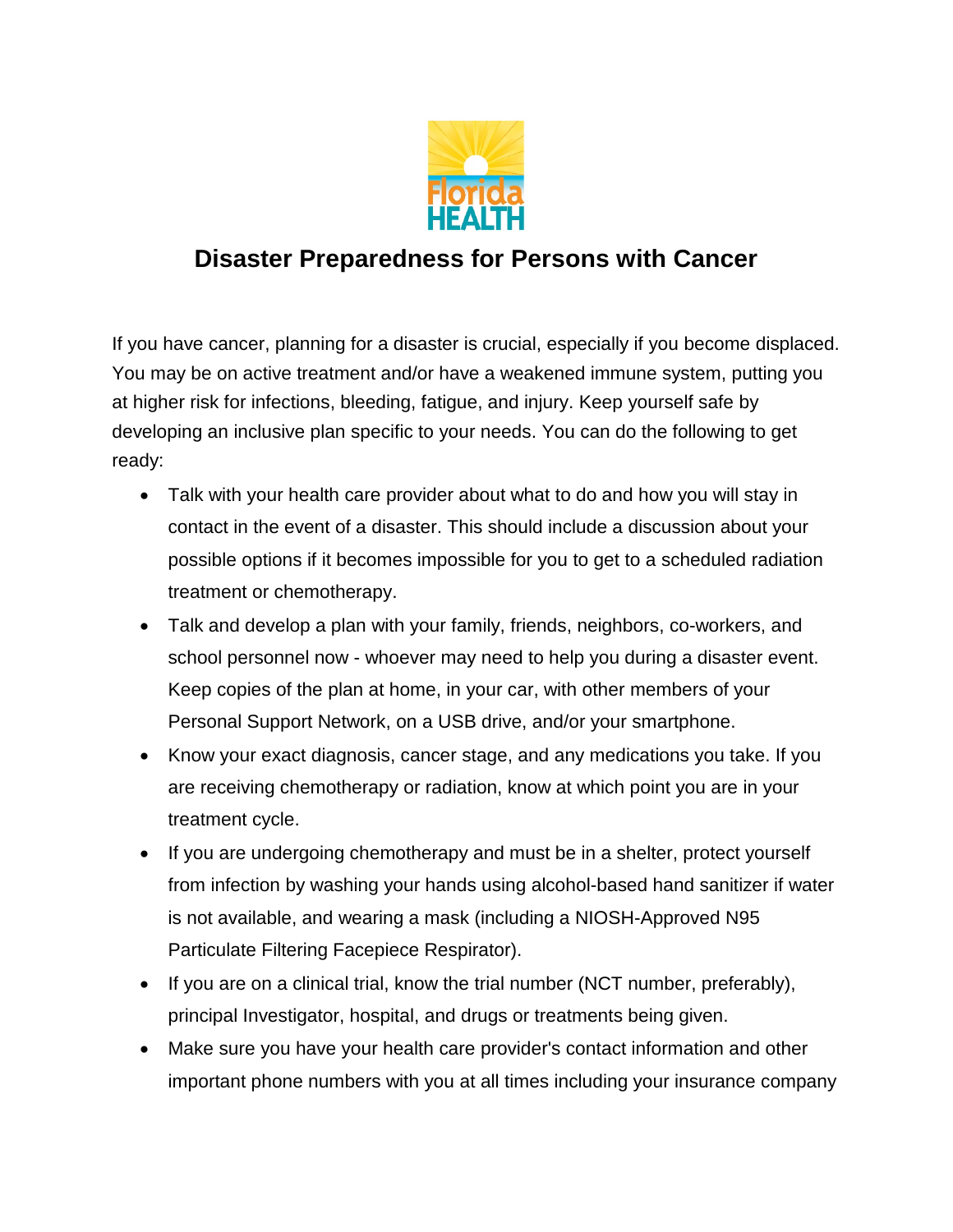# Disaster Preparedness for Persons with Cancer

If you have cancer, planning for a disaster is crucial, especially if you become displaced. You may be on active treatment and/or have a weakened immune system, putting you at higher risk for infections, bleeding, fatigue, and injury. Keep yourself safe by developing an inclusive plan specific to your needs. You can do the following to get ready:

- Talk with your health care provider about what to do and how you will stay in contact in the event of a disaster. This should include a discussion about your possible options if it becomes impossible for you to get to a scheduled radiation treatment or chemotherapy.
- Talk and develop a plan with your family, friends, neighbors, co-workers, and school personnel now - whoever may need to help you during a disaster event. Keep copies of the plan at home, in your car, with other members of your Personal Support Network, on a USB drive, and/or your smartphone.
- Know your exact diagnosis, cancer stage, and any medications you take. If you are receiving chemotherapy or radiation, know at which point you are in your treatment cycle.
- If you are undergoing chemotherapy and must be in a shelter, protect yourself from infection by washing your hands using alcohol-based hand sanitizer if water is not available, and wearing a mask (including a NIOSH-Approved N95 Particulate Filtering Facepiece Respirator).
- If you are on a clinical trial, know the trial number (NCT number, preferably), principal Investigator, hospital, and drugs or treatments being given.
- Make sure you have your health care provider's contact information and other important phone numbers with you at all times including your insurance company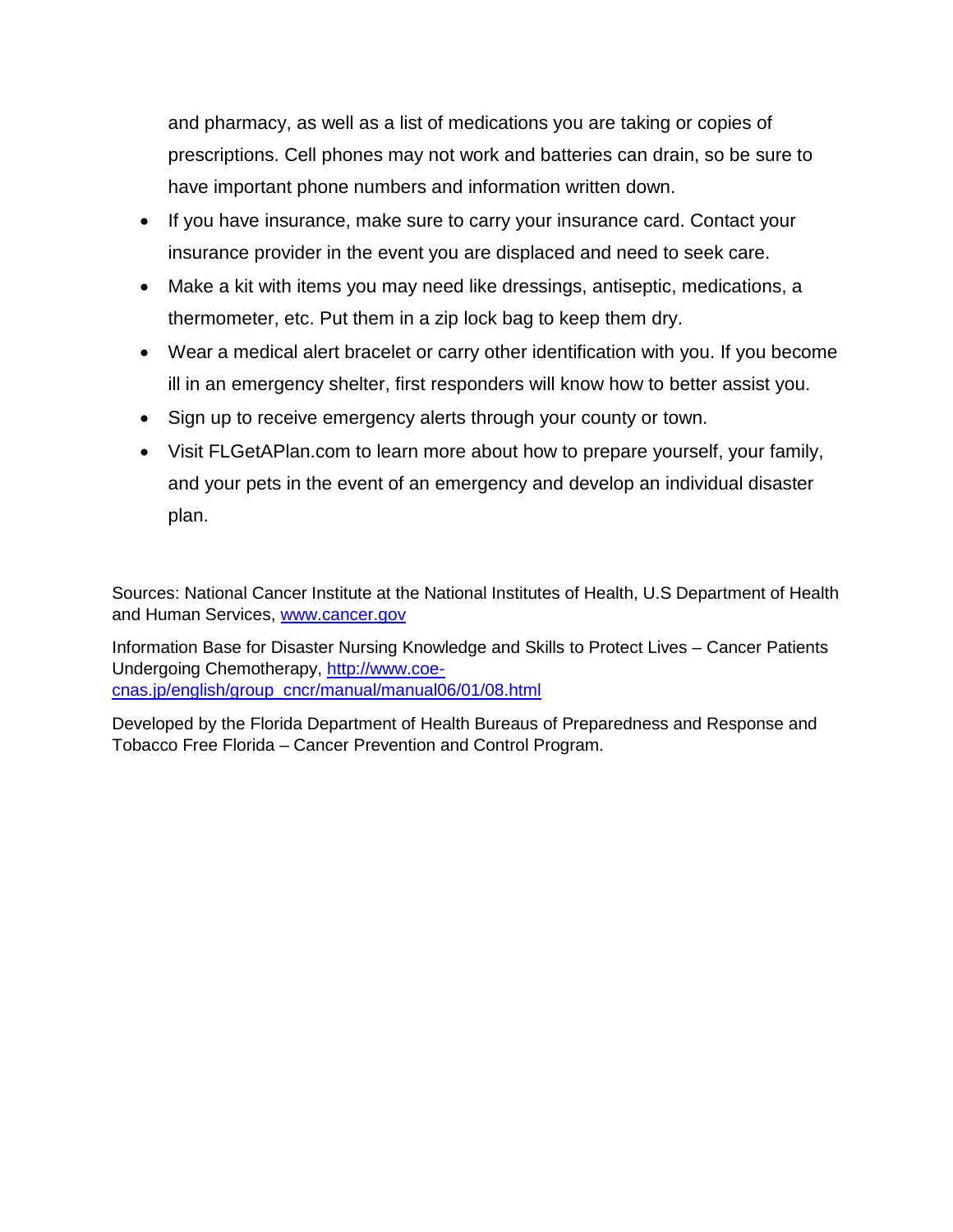and pharmacy, as well as a list of medications you are taking or copies of prescriptions. Cell phones may not work and batteries can drain, so be sure to have important phone numbers and information written down.

- If you have insurance, make sure to carry your insurance card. Contact your insurance provider in the event you are displaced and need to seek care.
- Make a kit with items you may need like dressings, antiseptic, medications, a thermometer, etc. Put them in a zip lock bag to keep them dry.
- Wear a medical alert bracelet or carry other identification with you. If you become ill in an emergency shelter, first responders will know how to better assist you.
- Sign up to receive emergency alerts through your county or town.
- Visit FLGetAPlan.com to learn more about how to prepare yourself, your family, and your pets in the event of an emergency and develop an individual disaster plan.

Sources: National Cancer Institute at the National Institutes of Health, U.S Department of Health and Human Services, [www.cancer.gov](www.cancer.gov)

Information Base for Disaster Nursing Knowledge and Skills to Protect Lives – Cancer Patients Undergoing Chemotherapy, [http://www.coe-cnas.jp/english/group_cncr/manual/manual06/01/08.html](http://www.coe-cnas.jp/english/group_cncr/manual/manual06/01/08.html)

Developed by the Florida Department of Health Bureaus of Preparedness and Response and Tobacco Free Florida – Cancer Prevention and Control Program.